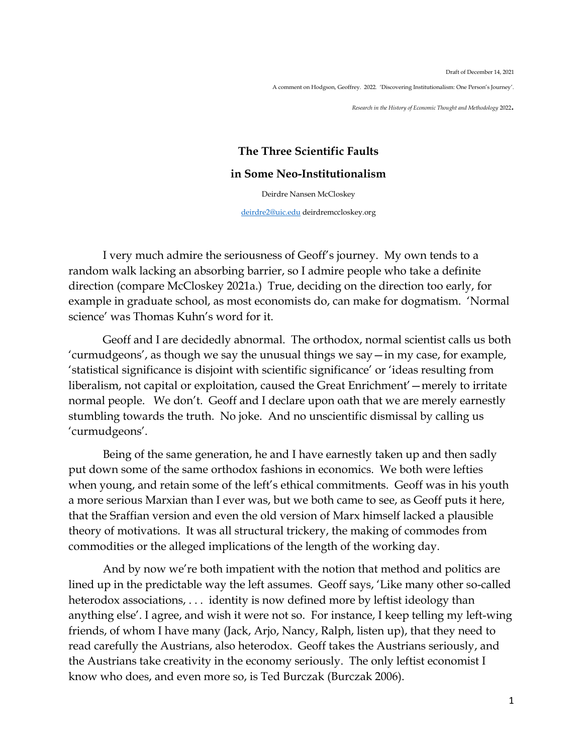Draft of December 14, 2021

A comment on Hodgson, Geoffrey. 2022. 'Discovering Institutionalism: One Person's Journey'.

*Research in the History of Economic Thought and Methodology* 2022.

# The Three Scientific Faults in Some Neo-Institutionalism

Deirdre Nansen McCloskey

deirdre2@uic.edu deirdremccloskey.org

I very much admire the seriousness of Geoff's journey. My own tends to a random walk lacking an absorbing barrier, so I admire people who take a definite direction (compare McCloskey 2021a.) True, deciding on the direction too early, for example in graduate school, as most economists do, can make for dogmatism. 'Normal science' was Thomas Kuhn's word for it.

Geoff and I are decidedly abnormal. The orthodox, normal scientist calls us both 'curmudgeons', as though we say the unusual things we say—in my case, for example, 'statistical significance is disjoint with scientific significance' or 'ideas resulting from liberalism, not capital or exploitation, caused the Great Enrichment'—merely to irritate normal people. We don't. Geoff and I declare upon oath that we are merely earnestly stumbling towards the truth. No joke. And no unscientific dismissal by calling us 'curmudgeons'.

Being of the same generation, he and I have earnestly taken up and then sadly put down some of the same orthodox fashions in economics. We both were lefties when young, and retain some of the left's ethical commitments. Geoff was in his youth a more serious Marxian than I ever was, but we both came to see, as Geoff puts it here, that the Sraffian version and even the old version of Marx himself lacked a plausible theory of motivations. It was all structural trickery, the making of commodes from commodities or the alleged implications of the length of the working day.

And by now we're both impatient with the notion that method and politics are lined up in the predictable way the left assumes. Geoff says, 'Like many other so-called heterodox associations, . . . identity is now defined more by leftist ideology than anything else'. I agree, and wish it were not so. For instance, I keep telling my left-wing friends, of whom I have many (Jack, Arjo, Nancy, Ralph, listen up), that they need to read carefully the Austrians, also heterodox. Geoff takes the Austrians seriously, and the Austrians take creativity in the economy seriously. The only leftist economist I know who does, and even more so, is Ted Burczak (Burczak 2006).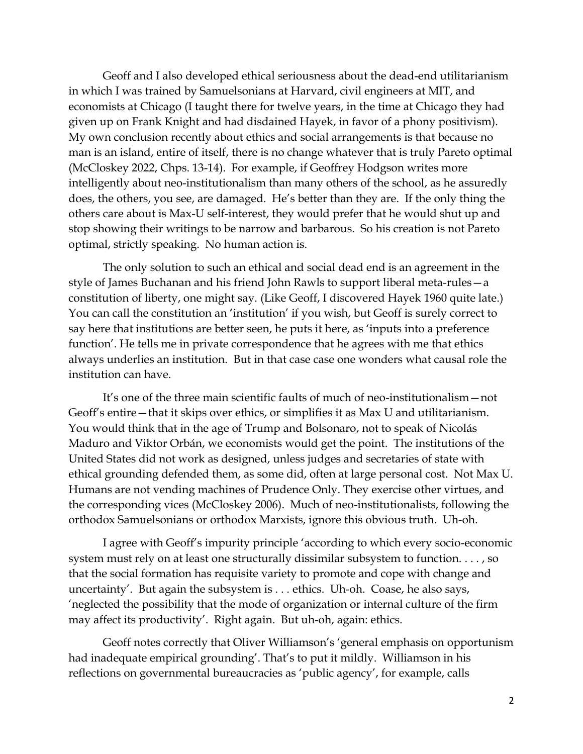Geoff and I also developed ethical seriousness about the dead-end utilitarianism in which I was trained by Samuelsonians at Harvard, civil engineers at MIT, and economists at Chicago (I taught there for twelve years, in the time at Chicago they had given up on Frank Knight and had disdained Hayek, in favor of a phony positivism). My own conclusion recently about ethics and social arrangements is that because no man is an island, entire of itself, there is no change whatever that is truly Pareto optimal (McCloskey 2022, Chps. 13-14). For example, if Geoffrey Hodgson writes more intelligently about neo-institutionalism than many others of the school, as he assuredly does, the others, you see, are damaged. He's better than they are. If the only thing the others care about is Max-U self-interest, they would prefer that he would shut up and stop showing their writings to be narrow and barbarous. So his creation is not Pareto optimal, strictly speaking. No human action is.

The only solution to such an ethical and social dead end is an agreement in the style of James Buchanan and his friend John Rawls to support liberal meta-rules—a constitution of liberty, one might say. (Like Geoff, I discovered Hayek 1960 quite late.) You can call the constitution an 'institution' if you wish, but Geoff is surely correct to say here that institutions are better seen, he puts it here, as 'inputs into a preference function'. He tells me in private correspondence that he agrees with me that ethics always underlies an institution. But in that case case one wonders what causal role the institution can have.

It's one of the three main scientific faults of much of neo-institutionalism—not Geoff's entire—that it skips over ethics, or simplifies it as Max U and utilitarianism. You would think that in the age of Trump and Bolsonaro, not to speak of Nicolás Maduro and Viktor Orbán, we economists would get the point. The institutions of the United States did not work as designed, unless judges and secretaries of state with ethical grounding defended them, as some did, often at large personal cost. Not Max U. Humans are not vending machines of Prudence Only. They exercise other virtues, and the corresponding vices (McCloskey 2006). Much of neo-institutionalists, following the orthodox Samuelsonians or orthodox Marxists, ignore this obvious truth. Uh-oh.

I agree with Geoff's impurity principle 'according to which every socio-economic system must rely on at least one structurally dissimilar subsystem to function. . . . , so that the social formation has requisite variety to promote and cope with change and uncertainty'. But again the subsystem is . . . ethics. Uh-oh. Coase, he also says, 'neglected the possibility that the mode of organization or internal culture of the firm may affect its productivity'. Right again. But uh-oh, again: ethics.

Geoff notes correctly that Oliver Williamson's 'general emphasis on opportunism had inadequate empirical grounding'. That's to put it mildly. Williamson in his reflections on governmental bureaucracies as 'public agency', for example, calls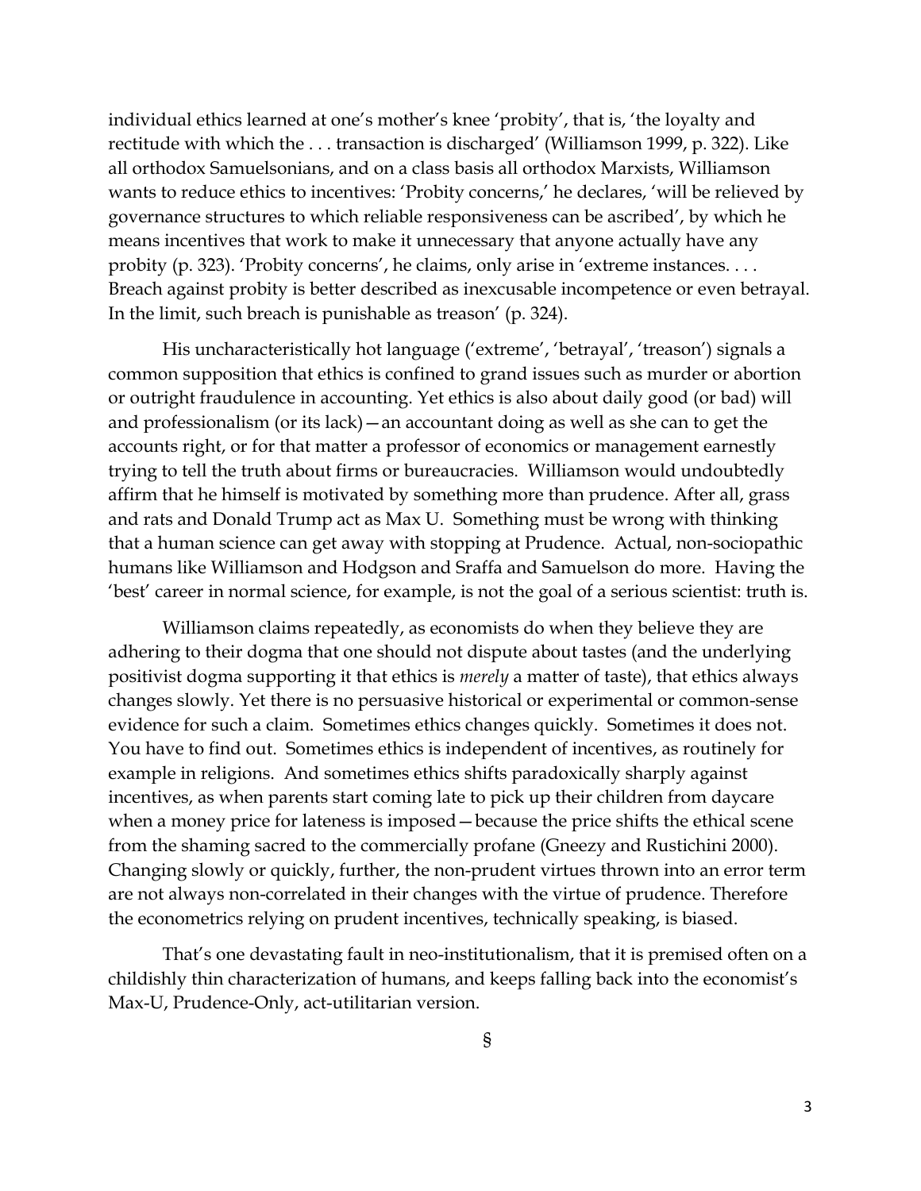individual ethics learned at one's mother's knee 'probity', that is, 'the loyalty and rectitude with which the . . . transaction is discharged' (Williamson 1999, p. 322). Like all orthodox Samuelsonians, and on a class basis all orthodox Marxists, Williamson wants to reduce ethics to incentives: 'Probity concerns,' he declares, 'will be relieved by governance structures to which reliable responsiveness can be ascribed', by which he means incentives that work to make it unnecessary that anyone actually have any probity (p. 323). 'Probity concerns', he claims, only arise in 'extreme instances. . . . Breach against probity is better described as inexcusable incompetence or even betrayal. In the limit, such breach is punishable as treason' (p. 324).

His uncharacteristically hot language ('extreme', 'betrayal', 'treason') signals a common supposition that ethics is confined to grand issues such as murder or abortion or outright fraudulence in accounting. Yet ethics is also about daily good (or bad) will and professionalism (or its lack)—an accountant doing as well as she can to get the accounts right, or for that matter a professor of economics or management earnestly trying to tell the truth about firms or bureaucracies. Williamson would undoubtedly affirm that he himself is motivated by something more than prudence. After all, grass and rats and Donald Trump act as Max U. Something must be wrong with thinking that a human science can get away with stopping at Prudence. Actual, non-sociopathic humans like Williamson and Hodgson and Sraffa and Samuelson do more. Having the 'best' career in normal science, for example, is not the goal of a serious scientist: truth is.

Williamson claims repeatedly, as economists do when they believe they are adhering to their dogma that one should not dispute about tastes (and the underlying positivist dogma supporting it that ethics is *merely* a matter of taste), that ethics always changes slowly. Yet there is no persuasive historical or experimental or common-sense evidence for such a claim. Sometimes ethics changes quickly. Sometimes it does not. You have to find out. Sometimes ethics is independent of incentives, as routinely for example in religions. And sometimes ethics shifts paradoxically sharply against incentives, as when parents start coming late to pick up their children from daycare when a money price for lateness is imposed—because the price shifts the ethical scene from the shaming sacred to the commercially profane (Gneezy and Rustichini 2000). Changing slowly or quickly, further, the non-prudent virtues thrown into an error term are not always non-correlated in their changes with the virtue of prudence. Therefore the econometrics relying on prudent incentives, technically speaking, is biased.

That's one devastating fault in neo-institutionalism, that it is premised often on a childishly thin characterization of humans, and keeps falling back into the economist's Max-U, Prudence-Only, act-utilitarian version.

§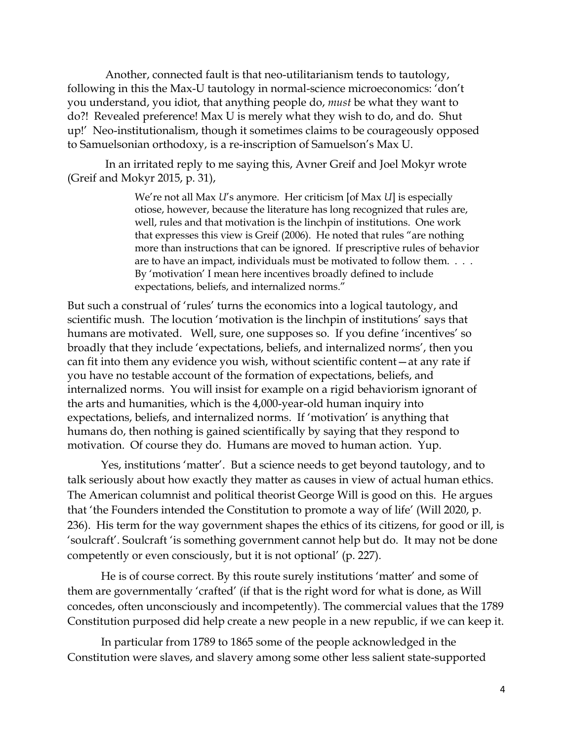Another, connected fault is that neo-utilitarianism tends to tautology, following in this the Max-U tautology in normal-science microeconomics: 'don't you understand, you idiot, that anything people do, *must* be what they want to do?! Revealed preference! Max U is merely what they wish to do, and do. Shut up!' Neo-institutionalism, though it sometimes claims to be courageously opposed to Samuelsonian orthodoxy, is a re-inscription of Samuelson's Max U.

In an irritated reply to me saying this, Avner Greif and Joel Mokyr wrote (Greif and Mokyr 2015, p. 31),

> We're not all Max *U*'s anymore. Her criticism [of Max *U*] is especially otiose, however, because the literature has long recognized that rules are, well, rules and that motivation is the linchpin of institutions. One work that expresses this view is Greif (2006). He noted that rules "are nothing more than instructions that can be ignored. If prescriptive rules of behavior are to have an impact, individuals must be motivated to follow them. . . . By 'motivation' I mean here incentives broadly defined to include expectations, beliefs, and internalized norms."

But such a construal of 'rules' turns the economics into a logical tautology, and scientific mush. The locution 'motivation is the linchpin of institutions' says that humans are motivated. Well, sure, one supposes so. If you define 'incentives' so broadly that they include 'expectations, beliefs, and internalized norms', then you can fit into them any evidence you wish, without scientific content—at any rate if you have no testable account of the formation of expectations, beliefs, and internalized norms. You will insist for example on a rigid behaviorism ignorant of the arts and humanities, which is the 4,000-year-old human inquiry into expectations, beliefs, and internalized norms. If 'motivation' is anything that humans do, then nothing is gained scientifically by saying that they respond to motivation. Of course they do. Humans are moved to human action. Yup.

Yes, institutions 'matter'. But a science needs to get beyond tautology, and to talk seriously about how exactly they matter as causes in view of actual human ethics. The American columnist and political theorist George Will is good on this. He argues that 'the Founders intended the Constitution to promote a way of life' (Will 2020, p. 236). His term for the way government shapes the ethics of its citizens, for good or ill, is 'soulcraft'. Soulcraft 'is something government cannot help but do. It may not be done competently or even consciously, but it is not optional' (p. 227).

He is of course correct. By this route surely institutions 'matter' and some of them are governmentally 'crafted' (if that is the right word for what is done, as Will concedes, often unconsciously and incompetently). The commercial values that the 1789 Constitution purposed did help create a new people in a new republic, if we can keep it.

In particular from 1789 to 1865 some of the people acknowledged in the Constitution were slaves, and slavery among some other less salient state-supported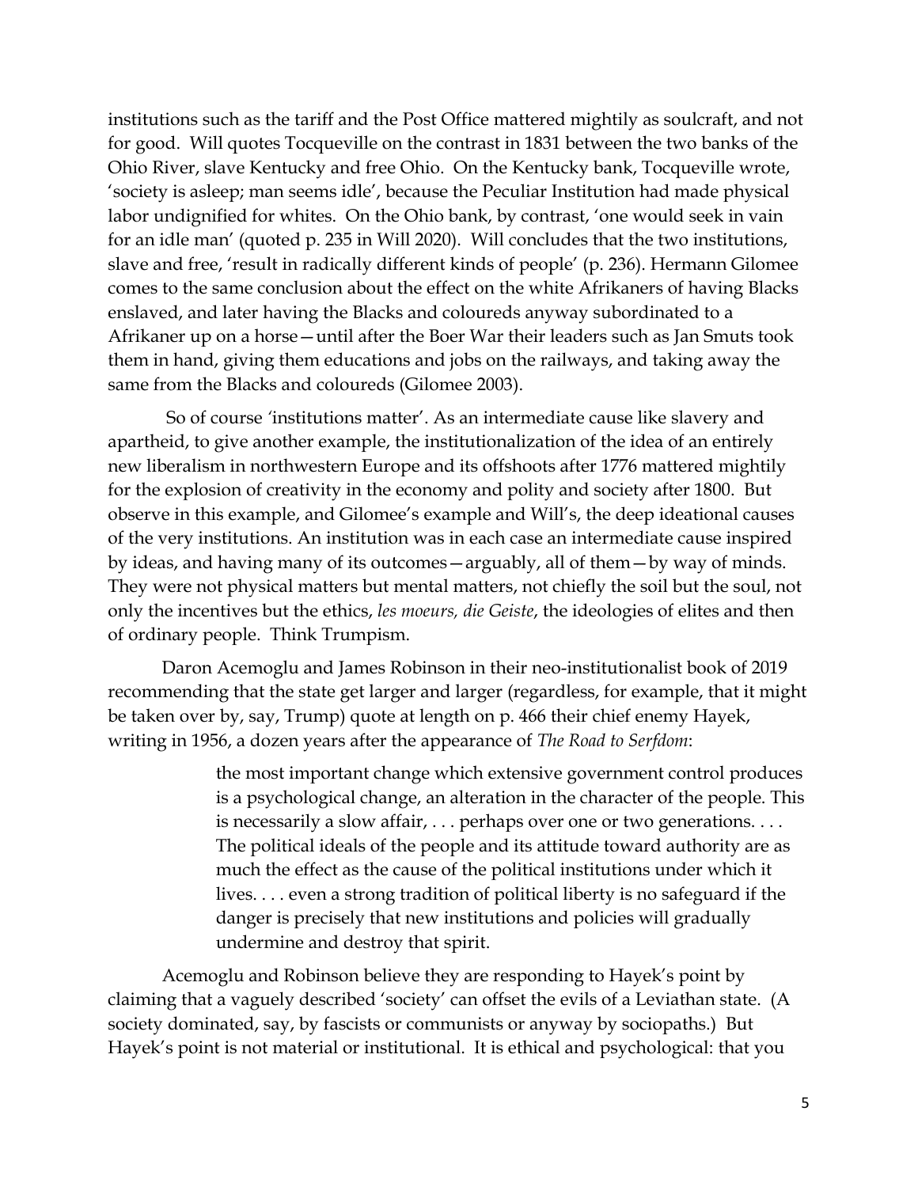institutions such as the tariff and the Post Office mattered mightily as soulcraft, and not for good. Will quotes Tocqueville on the contrast in 1831 between the two banks of the Ohio River, slave Kentucky and free Ohio. On the Kentucky bank, Tocqueville wrote, 'society is asleep; man seems idle', because the Peculiar Institution had made physical labor undignified for whites. On the Ohio bank, by contrast, 'one would seek in vain for an idle man' (quoted p. 235 in Will 2020). Will concludes that the two institutions, slave and free, 'result in radically different kinds of people' (p. 236). Hermann Gilomee comes to the same conclusion about the effect on the white Afrikaners of having Blacks enslaved, and later having the Blacks and coloureds anyway subordinated to a Afrikaner up on a horse—until after the Boer War their leaders such as Jan Smuts took them in hand, giving them educations and jobs on the railways, and taking away the same from the Blacks and coloureds (Gilomee 2003).

So of course 'institutions matter'. As an intermediate cause like slavery and apartheid, to give another example, the institutionalization of the idea of an entirely new liberalism in northwestern Europe and its offshoots after 1776 mattered mightily for the explosion of creativity in the economy and polity and society after 1800. But observe in this example, and Gilomee's example and Will's, the deep ideational causes of the very institutions. An institution was in each case an intermediate cause inspired by ideas, and having many of its outcomes—arguably, all of them—by way of minds. They were not physical matters but mental matters, not chiefly the soil but the soul, not only the incentives but the ethics, *les moeurs, die Geiste*, the ideologies of elites and then of ordinary people. Think Trumpism.

Daron Acemoglu and James Robinson in their neo-institutionalist book of 2019 recommending that the state get larger and larger (regardless, for example, that it might be taken over by, say, Trump) quote at length on p. 466 their chief enemy Hayek, writing in 1956, a dozen years after the appearance of *The Road to Serfdom*:

> the most important change which extensive government control produces is a psychological change, an alteration in the character of the people. This is necessarily a slow affair, . . . perhaps over one or two generations. . . . The political ideals of the people and its attitude toward authority are as much the effect as the cause of the political institutions under which it lives. . . . even a strong tradition of political liberty is no safeguard if the danger is precisely that new institutions and policies will gradually undermine and destroy that spirit.

Acemoglu and Robinson believe they are responding to Hayek's point by claiming that a vaguely described 'society' can offset the evils of a Leviathan state. (A society dominated, say, by fascists or communists or anyway by sociopaths.) But Hayek's point is not material or institutional. It is ethical and psychological: that you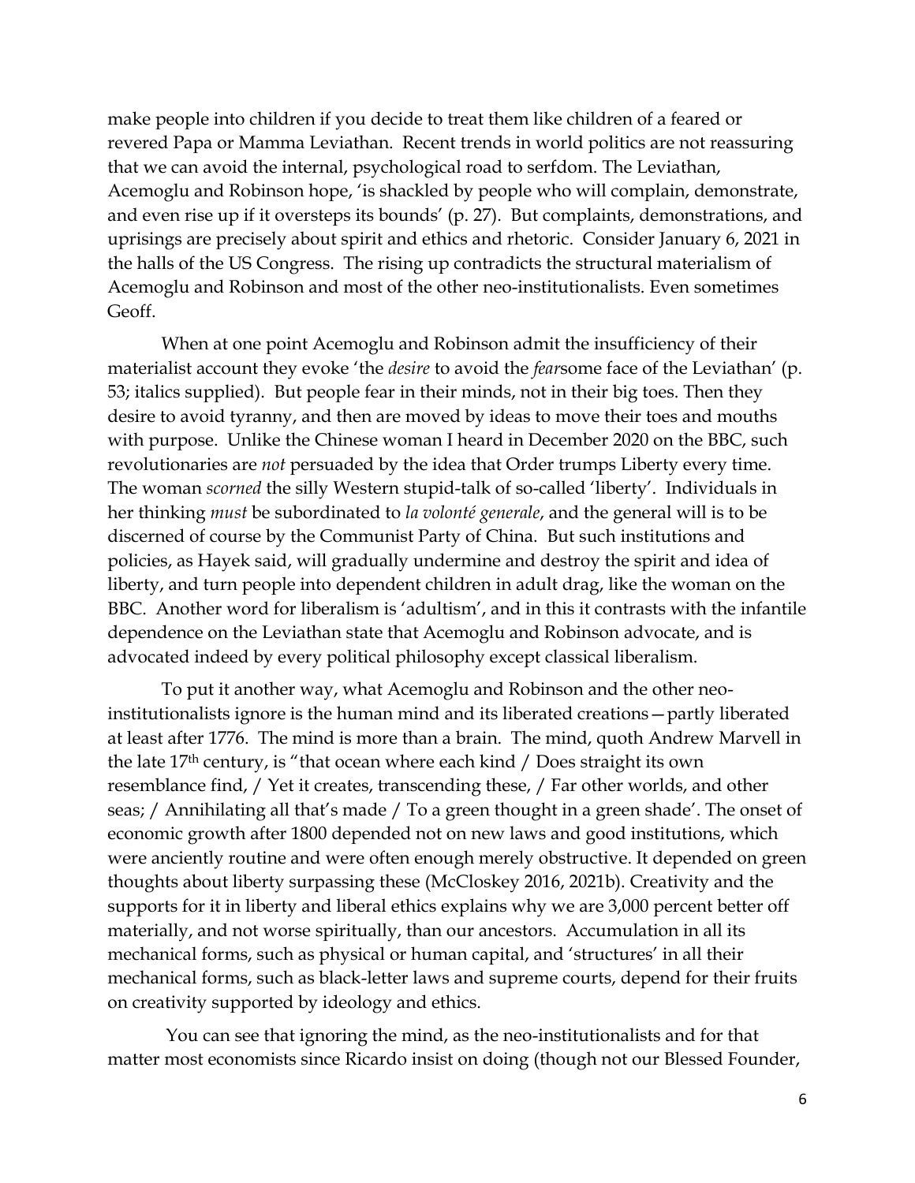make people into children if you decide to treat them like children of a feared or revered Papa or Mamma Leviathan. Recent trends in world politics are not reassuring that we can avoid the internal, psychological road to serfdom. The Leviathan, Acemoglu and Robinson hope, 'is shackled by people who will complain, demonstrate, and even rise up if it oversteps its bounds' (p. 27). But complaints, demonstrations, and uprisings are precisely about spirit and ethics and rhetoric. Consider January 6, 2021 in the halls of the US Congress. The rising up contradicts the structural materialism of Acemoglu and Robinson and most of the other neo-institutionalists. Even sometimes Geoff.

When at one point Acemoglu and Robinson admit the insufficiency of their materialist account they evoke 'the *desire* to avoid the *fear*some face of the Leviathan' (p. 53; italics supplied). But people fear in their minds, not in their big toes. Then they desire to avoid tyranny, and then are moved by ideas to move their toes and mouths with purpose. Unlike the Chinese woman I heard in December 2020 on the BBC, such revolutionaries are *not* persuaded by the idea that Order trumps Liberty every time. The woman *scorned* the silly Western stupid-talk of so-called 'liberty'. Individuals in her thinking *must* be subordinated to *la volonté generale*, and the general will is to be discerned of course by the Communist Party of China. But such institutions and policies, as Hayek said, will gradually undermine and destroy the spirit and idea of liberty, and turn people into dependent children in adult drag, like the woman on the BBC. Another word for liberalism is 'adultism', and in this it contrasts with the infantile dependence on the Leviathan state that Acemoglu and Robinson advocate, and is advocated indeed by every political philosophy except classical liberalism.

To put it another way, what Acemoglu and Robinson and the other neo-institutionalists ignore is the human mind and its liberated creations—partly liberated at least after 1776. The mind is more than a brain. The mind, quoth Andrew Marvell in the late 17th century, is "that ocean where each kind / Does straight its own resemblance find, / Yet it creates, transcending these, / Far other worlds, and other seas; / Annihilating all that's made / To a green thought in a green shade'. The onset of economic growth after 1800 depended not on new laws and good institutions, which were anciently routine and were often enough merely obstructive. It depended on green thoughts about liberty surpassing these (McCloskey 2016, 2021b). Creativity and the supports for it in liberty and liberal ethics explains why we are 3,000 percent better off materially, and not worse spiritually, than our ancestors. Accumulation in all its mechanical forms, such as physical or human capital, and 'structures' in all their mechanical forms, such as black-letter laws and supreme courts, depend for their fruits on creativity supported by ideology and ethics.

You can see that ignoring the mind, as the neo-institutionalists and for that matter most economists since Ricardo insist on doing (though not our Blessed Founder,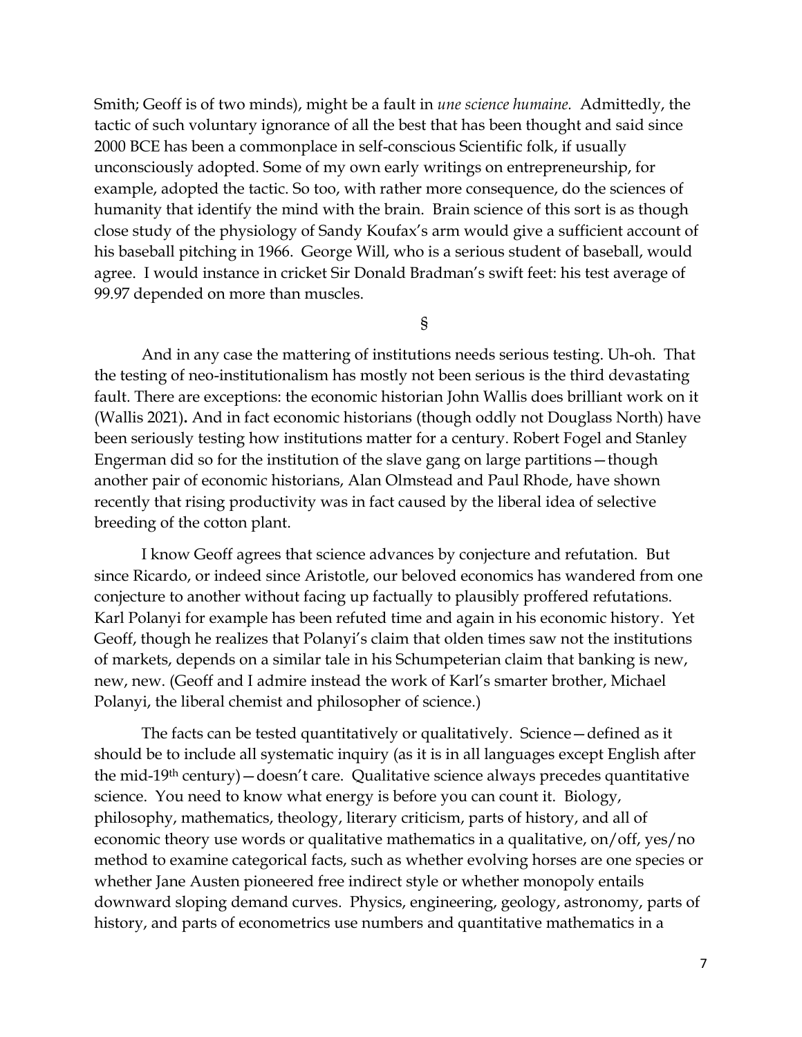Smith; Geoff is of two minds), might be a fault in *une science humaine.* Admittedly, the tactic of such voluntary ignorance of all the best that has been thought and said since 2000 BCE has been a commonplace in self-conscious Scientific folk, if usually unconsciously adopted. Some of my own early writings on entrepreneurship, for example, adopted the tactic. So too, with rather more consequence, do the sciences of humanity that identify the mind with the brain. Brain science of this sort is as though close study of the physiology of Sandy Koufax's arm would give a sufficient account of his baseball pitching in 1966. George Will, who is a serious student of baseball, would agree. I would instance in cricket Sir Donald Bradman's swift feet: his test average of 99.97 depended on more than muscles.

§

And in any case the mattering of institutions needs serious testing. Uh-oh. That the testing of neo-institutionalism has mostly not been serious is the third devastating fault. There are exceptions: the economic historian John Wallis does brilliant work on it (Wallis 2021). And in fact economic historians (though oddly not Douglass North) have been seriously testing how institutions matter for a century. Robert Fogel and Stanley Engerman did so for the institution of the slave gang on large partitions—though another pair of economic historians, Alan Olmstead and Paul Rhode, have shown recently that rising productivity was in fact caused by the liberal idea of selective breeding of the cotton plant.

I know Geoff agrees that science advances by conjecture and refutation. But since Ricardo, or indeed since Aristotle, our beloved economics has wandered from one conjecture to another without facing up factually to plausibly proffered refutations. Karl Polanyi for example has been refuted time and again in his economic history. Yet Geoff, though he realizes that Polanyi's claim that olden times saw not the institutions of markets, depends on a similar tale in his Schumpeterian claim that banking is new, new, new. (Geoff and I admire instead the work of Karl's smarter brother, Michael Polanyi, the liberal chemist and philosopher of science.)

The facts can be tested quantitatively or qualitatively. Science—defined as it should be to include all systematic inquiry (as it is in all languages except English after the mid-19th century)—doesn't care. Qualitative science always precedes quantitative science. You need to know what energy is before you can count it. Biology, philosophy, mathematics, theology, literary criticism, parts of history, and all of economic theory use words or qualitative mathematics in a qualitative, on/off, yes/no method to examine categorical facts, such as whether evolving horses are one species or whether Jane Austen pioneered free indirect style or whether monopoly entails downward sloping demand curves. Physics, engineering, geology, astronomy, parts of history, and parts of econometrics use numbers and quantitative mathematics in a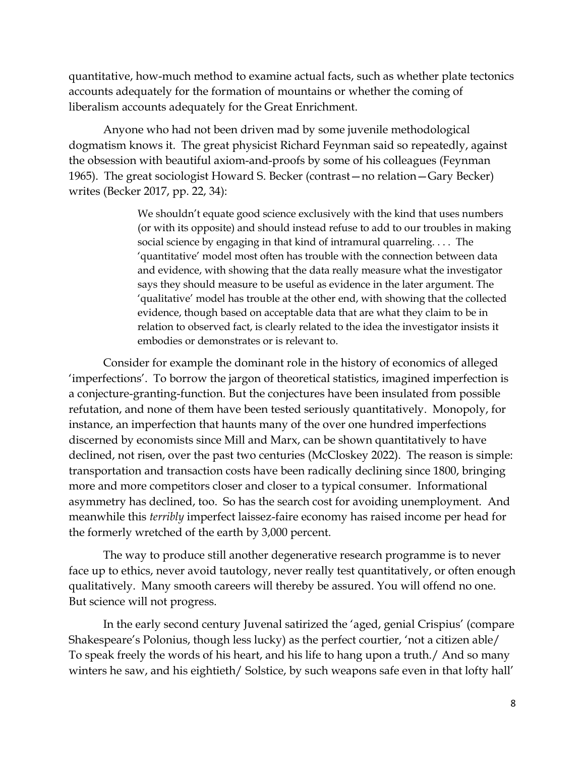quantitative, how-much method to examine actual facts, such as whether plate tectonics accounts adequately for the formation of mountains or whether the coming of liberalism accounts adequately for the Great Enrichment.

Anyone who had not been driven mad by some juvenile methodological dogmatism knows it. The great physicist Richard Feynman said so repeatedly, against the obsession with beautiful axiom-and-proofs by some of his colleagues (Feynman 1965). The great sociologist Howard S. Becker (contrast—no relation—Gary Becker) writes (Becker 2017, pp. 22, 34):

> We shouldn't equate good science exclusively with the kind that uses numbers (or with its opposite) and should instead refuse to add to our troubles in making social science by engaging in that kind of intramural quarreling. . . . The 'quantitative' model most often has trouble with the connection between data and evidence, with showing that the data really measure what the investigator says they should measure to be useful as evidence in the later argument. The 'qualitative' model has trouble at the other end, with showing that the collected evidence, though based on acceptable data that are what they claim to be in relation to observed fact, is clearly related to the idea the investigator insists it embodies or demonstrates or is relevant to.

Consider for example the dominant role in the history of economics of alleged 'imperfections'. To borrow the jargon of theoretical statistics, imagined imperfection is a conjecture-granting-function. But the conjectures have been insulated from possible refutation, and none of them have been tested seriously quantitatively. Monopoly, for instance, an imperfection that haunts many of the over one hundred imperfections discerned by economists since Mill and Marx, can be shown quantitatively to have declined, not risen, over the past two centuries (McCloskey 2022). The reason is simple: transportation and transaction costs have been radically declining since 1800, bringing more and more competitors closer and closer to a typical consumer. Informational asymmetry has declined, too. So has the search cost for avoiding unemployment. And meanwhile this *terribly* imperfect laissez-faire economy has raised income per head for the formerly wretched of the earth by 3,000 percent.

The way to produce still another degenerative research programme is to never face up to ethics, never avoid tautology, never really test quantitatively, or often enough qualitatively. Many smooth careers will thereby be assured. You will offend no one. But science will not progress.

In the early second century Juvenal satirized the 'aged, genial Crispius' (compare Shakespeare's Polonius, though less lucky) as the perfect courtier, 'not a citizen able/ To speak freely the words of his heart, and his life to hang upon a truth./ And so many winters he saw, and his eightieth/ Solstice, by such weapons safe even in that lofty hall'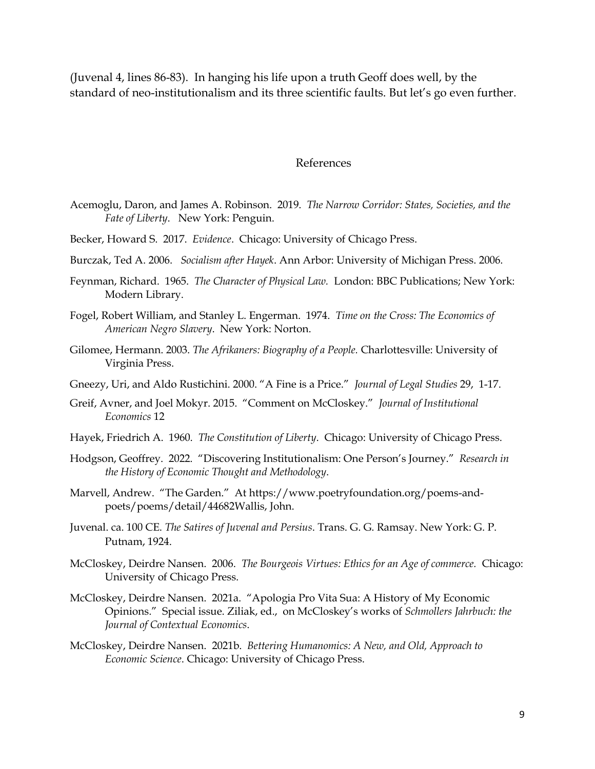(Juvenal 4, lines 86-83). In hanging his life upon a truth Geoff does well, by the standard of neo-institutionalism and its three scientific faults. But let's go even further.

## References

Acemoglu, Daron, and James A. Robinson. 2019. *The Narrow Corridor: States, Societies, and the Fate of Liberty*. New York: Penguin.

Becker, Howard S. 2017. *Evidence*. Chicago: University of Chicago Press.

Burczak, Ted A. 2006. *Socialism after Hayek*. Ann Arbor: University of Michigan Press. 2006.

Feynman, Richard. 1965. *The Character of Physical Law.* London: BBC Publications; New York: Modern Library.

Fogel, Robert William, and Stanley L. Engerman. 1974. *Time on the Cross: The Economics of American Negro Slavery*. New York: Norton.

Gilomee, Hermann. 2003. *The Afrikaners: Biography of a People.* Charlottesville: University of Virginia Press.

Gneezy, Uri, and Aldo Rustichini. 2000. "A Fine is a Price." *Journal of Legal Studies* 29, 1-17.

Greif, Avner, and Joel Mokyr. 2015. "Comment on McCloskey." *Journal of Institutional Economics* 12

Hayek, Friedrich A. 1960. *The Constitution of Liberty*. Chicago: University of Chicago Press.

Hodgson, Geoffrey. 2022. "Discovering Institutionalism: One Person's Journey." *Research in the History of Economic Thought and Methodology*.

Marvell, Andrew. "The Garden." At https://www.poetryfoundation.org/poems-and-poets/poems/detail/44682Wallis, John.

Juvenal. ca. 100 CE. *The Satires of Juvenal and Persius*. Trans. G. G. Ramsay. New York: G. P. Putnam, 1924.

McCloskey, Deirdre Nansen. 2006. *The Bourgeois Virtues: Ethics for an Age of commerce.* Chicago: University of Chicago Press.

McCloskey, Deirdre Nansen. 2021a. "Apologia Pro Vita Sua: A History of My Economic Opinions." Special issue. Ziliak, ed., on McCloskey's works of *Schmollers Jahrbuch: the Journal of Contextual Economics*.

McCloskey, Deirdre Nansen. 2021b. *Bettering Humanomics: A New, and Old, Approach to Economic Science*. Chicago: University of Chicago Press.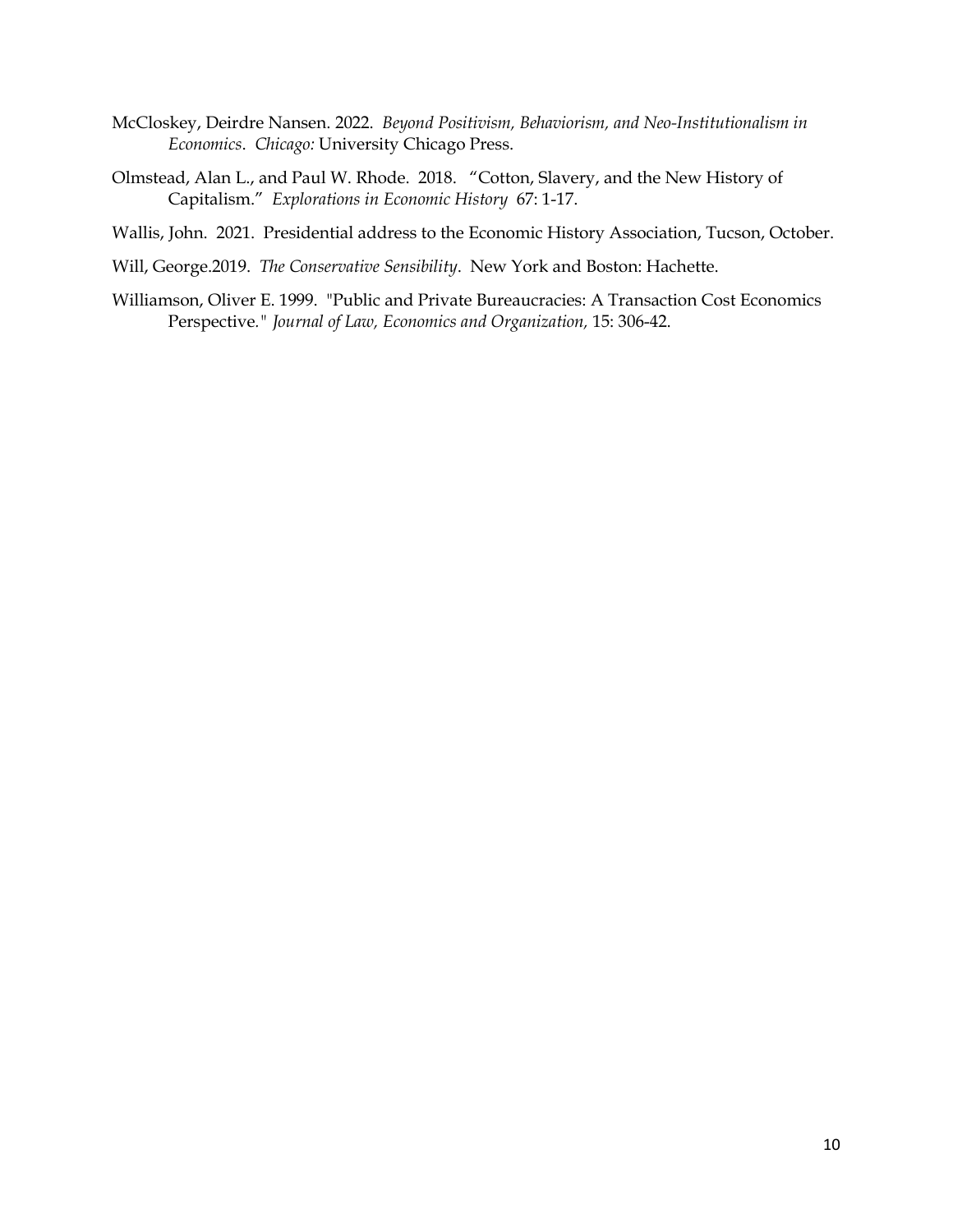McCloskey, Deirdre Nansen. 2022. *Beyond Positivism, Behaviorism, and Neo-Institutionalism in Economics*. *Chicago:* University Chicago Press.

Olmstead, Alan L., and Paul W. Rhode. 2018. "Cotton, Slavery, and the New History of Capitalism." *Explorations in Economic History* 67: 1-17.

Wallis, John. 2021. Presidential address to the Economic History Association, Tucson, October.

Will, George.2019. *The Conservative Sensibility*. New York and Boston: Hachette.

Williamson, Oliver E. 1999. "Public and Private Bureaucracies: A Transaction Cost Economics Perspective." *Journal of Law, Economics and Organization,* 15: 306-42.